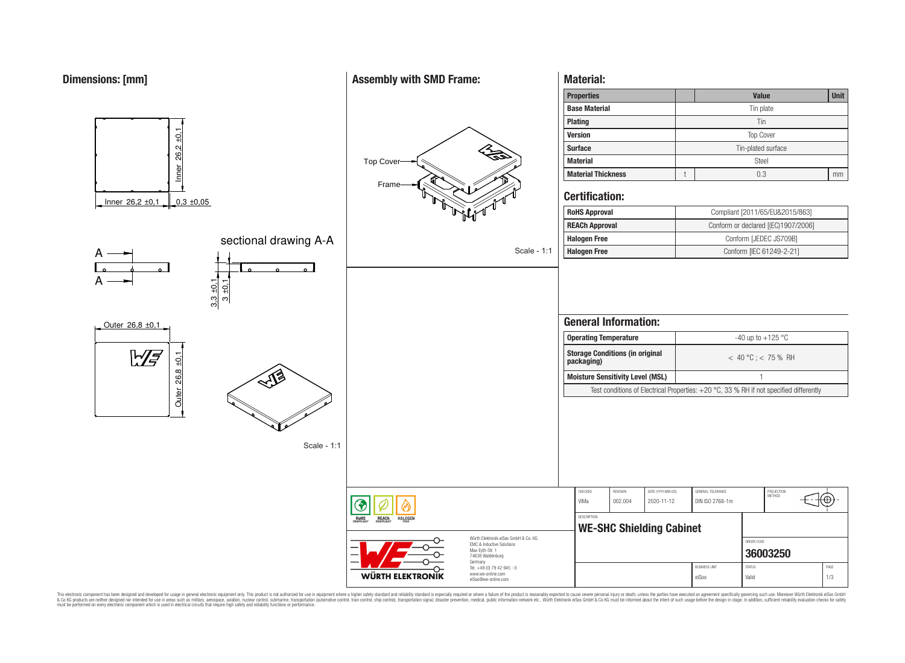## Dimensions: [mm]

Inner 26,2 ±0,1

Inner 26,2 ±0,1

0,3 ±0,05

sectional drawing A-A

A

A

3,3 ±0,1

3 ±0,1

Outer 26,8 ±0,1

Outer 26,8 ±0,1

Scale - 1:1

## Assembly with SMD Frame:

Top Cover

Frame

Scale - 1:1

## Material:

| Properties | | Value | Unit |
|---|---|---|---|
| Base Material | | Tin plate | |
| Plating | | Tin | |
| Version | | Top Cover | |
| Surface | | Tin-plated surface | |
| Material | | Steel | |
| Material Thickness | t | 0.3 | mm |

## Certification:

| | |
|---|---|
| RoHS Approval | Compliant [2011/65/EU&2015/863] |
| REACh Approval | Conform or declared [(EC)1907/2006] |
| Halogen Free | Conform [JEDEC JS709B] |
| Halogen Free | Conform [IEC 61249-2-21] |

## General Information:

| | |
|---|---|
| Operating Temperature | -40 up to +125 °C |
| Storage Conditions (in original packaging) | < 40 °C ; < 75 % RH |
| Moisture Sensitivity Level (MSL) | 1 |
| Test conditions of Electrical Properties: +20 °C, 33 % RH if not specified differently | |

RoHS COMPLIANT | REACh COMPLIANT | HALOGEN FREE

Würth Elektronik eiSos GmbH & Co. KG
EMC & Inductive Solutions
Max-Eyth-Str. 1
74638 Waldenburg
Germany
Tel. +49 (0) 79 42 945 - 0
www.we-online.com
eiSos@we-online.com

WÜRTH ELEKTRONIK

| CHECKED | REVISION | DATE (YYYY-MM-DD) | GENERAL TOLERANCE | PROJECTION METHOD |
|---|---|---|---|---|
| ViMa | 002.004 | 2020-11-12 | DIN ISO 2768-1m | |

DESCRIPTION

**WE-SHC Shielding Cabinet**

ORDER CODE

**36003250**

| BUSINESS UNIT | STATUS | PAGE |
|---|---|---|
| eiSos | Valid | 1/3 |

This electronic component has been designed and developed for usage in general electronic equipment only. This product is not authorized for use in equipment where a higher safety standard and reliability standard is especially required or where a failure of the product is reasonably expected to cause severe personal injury or death, unless the parties have executed an agreement specifically governing such use. Moreover Würth Elektronik eiSos GmbH & Co KG products are neither designed nor intended for use in areas such as military, aerospace, aviation, nuclear control, submarine, transportation (automotive control, train control, ship control), transportation signal, disaster prevention, medical, public information network etc.. Würth Elektronik eiSos GmbH & Co KG must be informed about the intent of such usage before the design-in stage. In addition, sufficient reliability evaluation checks for safety must be performed on every electronic component which is used in electrical circuits that require high safety and reliability functions or performance.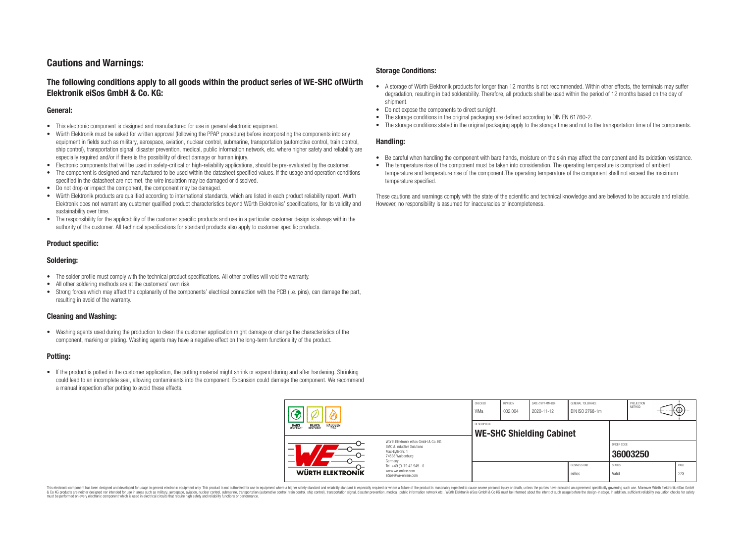# Cautions and Warnings:

## The following conditions apply to all goods within the product series of WE-SHC ofWürth Elektronik eiSos GmbH & Co. KG:

### General:

- This electronic component is designed and manufactured for use in general electronic equipment.
- Würth Elektronik must be asked for written approval (following the PPAP procedure) before incorporating the components into any equipment in fields such as military, aerospace, aviation, nuclear control, submarine, transportation (automotive control, train control, ship control), transportation signal, disaster prevention, medical, public information network, etc. where higher safety and reliability are especially required and/or if there is the possibility of direct damage or human injury.
- Electronic components that will be used in safety-critical or high-reliability applications, should be pre-evaluated by the customer.
- The component is designed and manufactured to be used within the datasheet specified values. If the usage and operation conditions specified in the datasheet are not met, the wire insulation may be damaged or dissolved.
- Do not drop or impact the component, the component may be damaged.
- Würth Elektronik products are qualified according to international standards, which are listed in each product reliability report. Würth Elektronik does not warrant any customer qualified product characteristics beyond Würth Elektroniks' specifications, for its validity and sustainability over time.
- The responsibility for the applicability of the customer specific products and use in a particular customer design is always within the authority of the customer. All technical specifications for standard products also apply to customer specific products.

### Product specific:

### Soldering:

- The solder profile must comply with the technical product specifications. All other profiles will void the warranty.
- All other soldering methods are at the customers' own risk.
- Strong forces which may affect the coplanarity of the components' electrical connection with the PCB (i.e. pins), can damage the part, resulting in avoid of the warranty.

### Cleaning and Washing:

- Washing agents used during the production to clean the customer application might damage or change the characteristics of the component, marking or plating. Washing agents may have a negative effect on the long-term functionality of the product.

### Potting:

- If the product is potted in the customer application, the potting material might shrink or expand during and after hardening. Shrinking could lead to an incomplete seal, allowing contaminants into the component. Expansion could damage the component. We recommend a manual inspection after potting to avoid these effects.

### Storage Conditions:

- A storage of Würth Elektronik products for longer than 12 months is not recommended. Within other effects, the terminals may suffer degradation, resulting in bad solderability. Therefore, all products shall be used within the period of 12 months based on the day of shipment.
- Do not expose the components to direct sunlight.
- The storage conditions in the original packaging are defined according to DIN EN 61760-2.
- The storage conditions stated in the original packaging apply to the storage time and not to the transportation time of the components.

### Handling:

- Be careful when handling the component with bare hands, moisture on the skin may affect the component and its oxidation resistance.
- The temperature rise of the component must be taken into consideration. The operating temperature is comprised of ambient temperature and temperature rise of the component.The operating temperature of the component shall not exceed the maximum temperature specified.

These cautions and warnings comply with the state of the scientific and technical knowledge and are believed to be accurate and reliable. However, no responsibility is assumed for inaccuracies or incompleteness.

| CHECKED | REVISION | DATE (YYYY-MM-DD) | GENERAL TOLERANCE | PROJECTION METHOD |
|---|---|---|---|---|
| ViMa | 002.004 | 2020-11-12 | DIN ISO 2768-1m | |

| DESCRIPTION | ORDER CODE | BUSINESS UNIT | STATUS | PAGE |
|---|---|---|---|---|
| WE-SHC Shielding Cabinet | 36003250 | eiSos | Valid | 2/3 |

Würth Elektronik eiSos GmbH & Co. KG
EMC & Inductive Solutions
Max-Eyth-Str. 1
74638 Waldenburg
Germany
Tel. +49 (0) 79 42 945 - 0
www.we-online.com
eiSos@we-online.com

This electronic component has been designed and developed for usage in general electronic equipment only. This product is not authorized for use in equipment where a higher safety standard and reliability standard is especially required or where a failure of the product is reasonably expected to cause severe personal injury or death, unless the parties have executed an agreement specifically governing such use. Moreover Würth Elektronik eiSos GmbH & Co KG products are neither designed nor intended for use in areas such as military, aerospace, aviation, nuclear control, submarine, transportation (automotive control, train control, ship control), transportation signal, disaster prevention, medical, public information network etc.. Würth Elektronik eiSos GmbH & Co KG must be informed about the intent of such usage before the design-in stage. In addition, sufficient reliability evaluation checks for safety must be performed on every electronic component which is used in electrical circuits that require high safety and reliability functions or performance.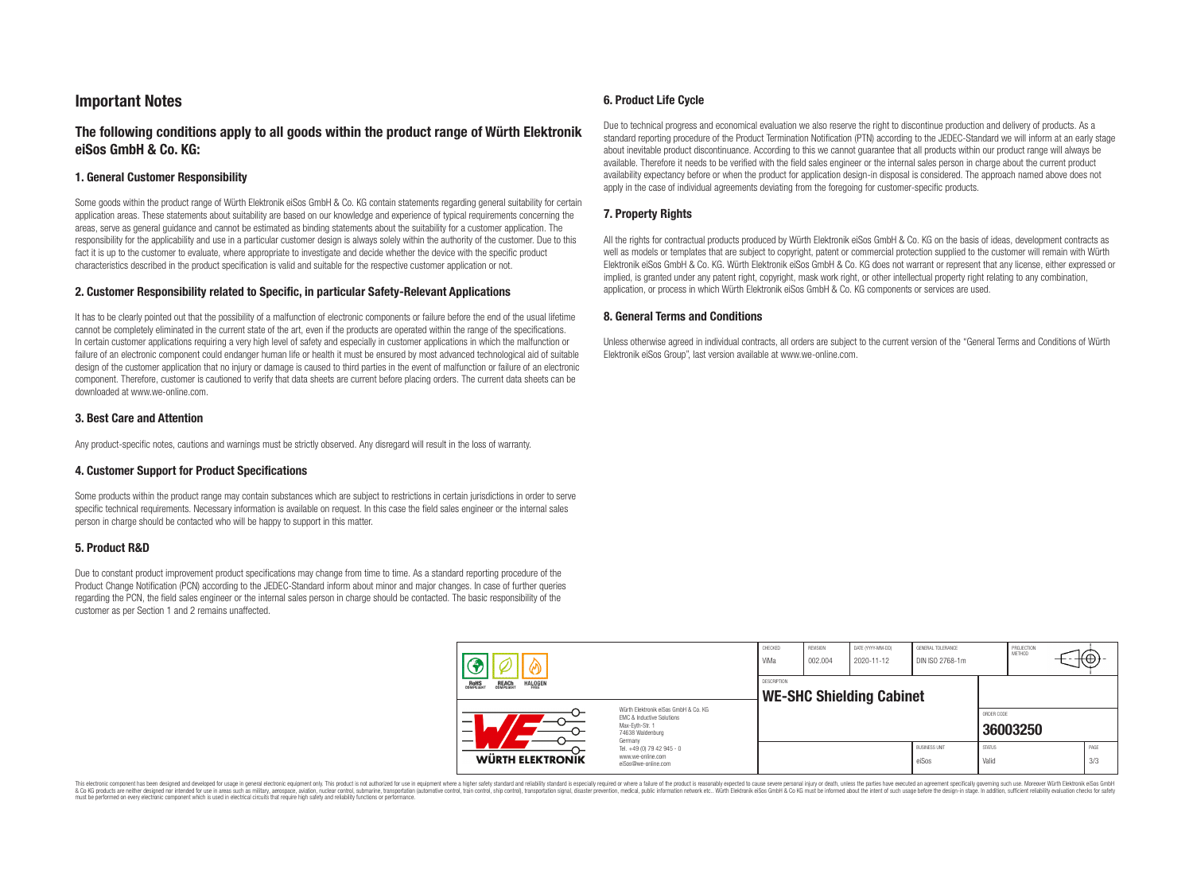# Important Notes

## The following conditions apply to all goods within the product range of Würth Elektronik eiSos GmbH & Co. KG:

### 1. General Customer Responsibility

Some goods within the product range of Würth Elektronik eiSos GmbH & Co. KG contain statements regarding general suitability for certain application areas. These statements about suitability are based on our knowledge and experience of typical requirements concerning the areas, serve as general guidance and cannot be estimated as binding statements about the suitability for a customer application. The responsibility for the applicability and use in a particular customer design is always solely within the authority of the customer. Due to this fact it is up to the customer to evaluate, where appropriate to investigate and decide whether the device with the specific product characteristics described in the product specification is valid and suitable for the respective customer application or not.

### 2. Customer Responsibility related to Specific, in particular Safety-Relevant Applications

It has to be clearly pointed out that the possibility of a malfunction of electronic components or failure before the end of the usual lifetime cannot be completely eliminated in the current state of the art, even if the products are operated within the range of the specifications. In certain customer applications requiring a very high level of safety and especially in customer applications in which the malfunction or failure of an electronic component could endanger human life or health it must be ensured by most advanced technological aid of suitable design of the customer application that no injury or damage is caused to third parties in the event of malfunction or failure of an electronic component. Therefore, customer is cautioned to verify that data sheets are current before placing orders. The current data sheets can be downloaded at www.we-online.com.

### 3. Best Care and Attention

Any product-specific notes, cautions and warnings must be strictly observed. Any disregard will result in the loss of warranty.

### 4. Customer Support for Product Specifications

Some products within the product range may contain substances which are subject to restrictions in certain jurisdictions in order to serve specific technical requirements. Necessary information is available on request. In this case the field sales engineer or the internal sales person in charge should be contacted who will be happy to support in this matter.

### 5. Product R&D

Due to constant product improvement product specifications may change from time to time. As a standard reporting procedure of the Product Change Notification (PCN) according to the JEDEC-Standard inform about minor and major changes. In case of further queries regarding the PCN, the field sales engineer or the internal sales person in charge should be contacted. The basic responsibility of the customer as per Section 1 and 2 remains unaffected.

### 6. Product Life Cycle

Due to technical progress and economical evaluation we also reserve the right to discontinue production and delivery of products. As a standard reporting procedure of the Product Termination Notification (PTN) according to the JEDEC-Standard we will inform at an early stage about inevitable product discontinuance. According to this we cannot guarantee that all products within our product range will always be available. Therefore it needs to be verified with the field sales engineer or the internal sales person in charge about the current product availability expectancy before or when the product for application design-in disposal is considered. The approach named above does not apply in the case of individual agreements deviating from the foregoing for customer-specific products.

### 7. Property Rights

All the rights for contractual products produced by Würth Elektronik eiSos GmbH & Co. KG on the basis of ideas, development contracts as well as models or templates that are subject to copyright, patent or commercial protection supplied to the customer will remain with Würth Elektronik eiSos GmbH & Co. KG. Würth Elektronik eiSos GmbH & Co. KG does not warrant or represent that any license, either expressed or implied, is granted under any patent right, copyright, mask work right, or other intellectual property right relating to any combination, application, or process in which Würth Elektronik eiSos GmbH & Co. KG components or services are used.

### 8. General Terms and Conditions

Unless otherwise agreed in individual contracts, all orders are subject to the current version of the "General Terms and Conditions of Würth Elektronik eiSos Group", last version available at www.we-online.com.

| | | | | | | |
|---|---|---|---|---|---|---|
| RoHS COMPLIANT / REACh COMPLIANT / HALOGEN FREE | CHECKED ViMa | REVISION 002.004 | DATE (YYYY-MM-DD) 2020-11-12 | GENERAL TOLERANCE DIN ISO 2768-1m | PROJECTION METHOD | |
| | DESCRIPTION **WE-SHC Shielding Cabinet** | | | | | |
| WÜRTH ELEKTRONIK — Würth Elektronik eiSos GmbH & Co. KG, EMC & Inductive Solutions, Max-Eyth-Str. 1, 74638 Waldenburg, Germany, Tel. +49 (0) 79 42 945 - 0, www.we-online.com, eiSos@we-online.com | | | | | ORDER CODE **36003250** | |
| | | | | BUSINESS UNIT eiSos | STATUS Valid | PAGE 3/3 |

This electronic component has been designed and developed for usage in general electronic equipment only. This product is not authorized for use in equipment where a higher safety standard and reliability standard is especially required or where a failure of the product is reasonably expected to cause severe personal injury or death, unless the parties have executed an agreement specifically governing such use. Moreover Würth Elektronik eiSos GmbH & Co KG products are neither designed nor intended for use in areas such as military, aerospace, aviation, nuclear control, submarine, transportation (automotive control, train control, ship control), transportation signal, disaster prevention, medical, public information network etc.. Würth Elektronik eiSos GmbH & Co KG must be informed about the intent of such usage before the design-in stage. In addition, sufficient reliability evaluation checks for safety must be performed on every electronic component which is used in electrical circuits that require high safety and reliability functions or performance.